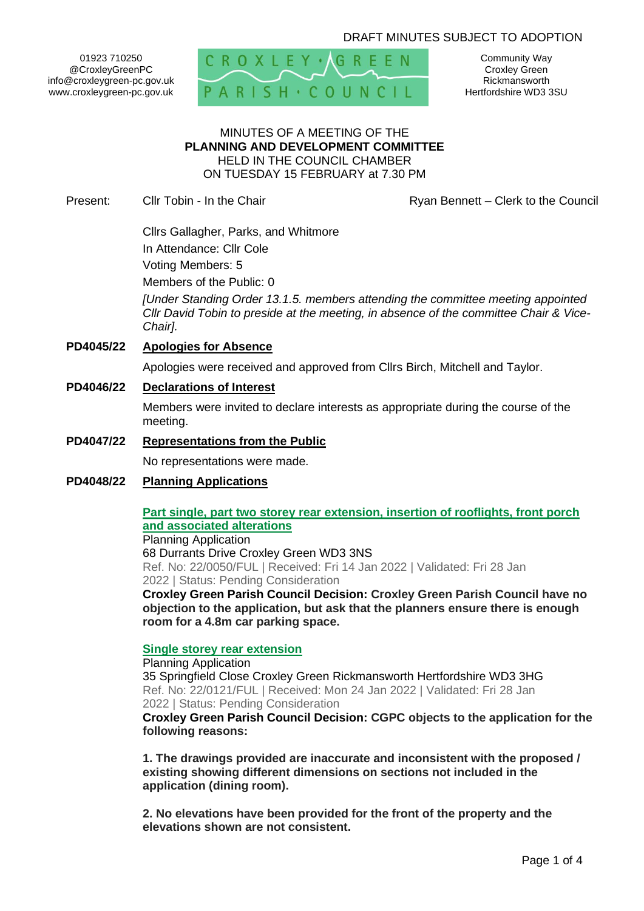DRAFT MINUTES SUBJECT TO ADOPTION

01923 710250
@CroxleyGreenPC
info@croxleygreen-pc.gov.uk
www.croxleygreen-pc.gov.uk

CROXLEY · GREEN
PARISH · COUNCIL

Community Way
Croxley Green
Rickmansworth
Hertfordshire WD3 3SU

MINUTES OF A MEETING OF THE
**PLANNING AND DEVELOPMENT COMMITTEE**
HELD IN THE COUNCIL CHAMBER
ON TUESDAY 15 FEBRUARY at 7.30 PM

Present: Cllr Tobin - In the Chair — Ryan Bennett – Clerk to the Council

Cllrs Gallagher, Parks, and Whitmore
In Attendance: Cllr Cole
Voting Members: 5
Members of the Public: 0

*[Under Standing Order 13.1.5. members attending the committee meeting appointed Cllr David Tobin to preside at the meeting, in absence of the committee Chair & Vice-Chair].*

**PD4045/22** **Apologies for Absence**

Apologies were received and approved from Cllrs Birch, Mitchell and Taylor.

**PD4046/22** **Declarations of Interest**

Members were invited to declare interests as appropriate during the course of the meeting.

**PD4047/22** **Representations from the Public**

No representations were made.

**PD4048/22** **Planning Applications**

**Part single, part two storey rear extension, insertion of rooflights, front porch and associated alterations**
Planning Application
68 Durrants Drive Croxley Green WD3 3NS
Ref. No: 22/0050/FUL | Received: Fri 14 Jan 2022 | Validated: Fri 28 Jan 2022 | Status: Pending Consideration
**Croxley Green Parish Council Decision: Croxley Green Parish Council have no objection to the application, but ask that the planners ensure there is enough room for a 4.8m car parking space.**

**Single storey rear extension**
Planning Application
35 Springfield Close Croxley Green Rickmansworth Hertfordshire WD3 3HG
Ref. No: 22/0121/FUL | Received: Mon 24 Jan 2022 | Validated: Fri 28 Jan 2022 | Status: Pending Consideration
**Croxley Green Parish Council Decision: CGPC objects to the application for the following reasons:**

**1. The drawings provided are inaccurate and inconsistent with the proposed / existing showing different dimensions on sections not included in the application (dining room).**

**2. No elevations have been provided for the front of the property and the elevations shown are not consistent.**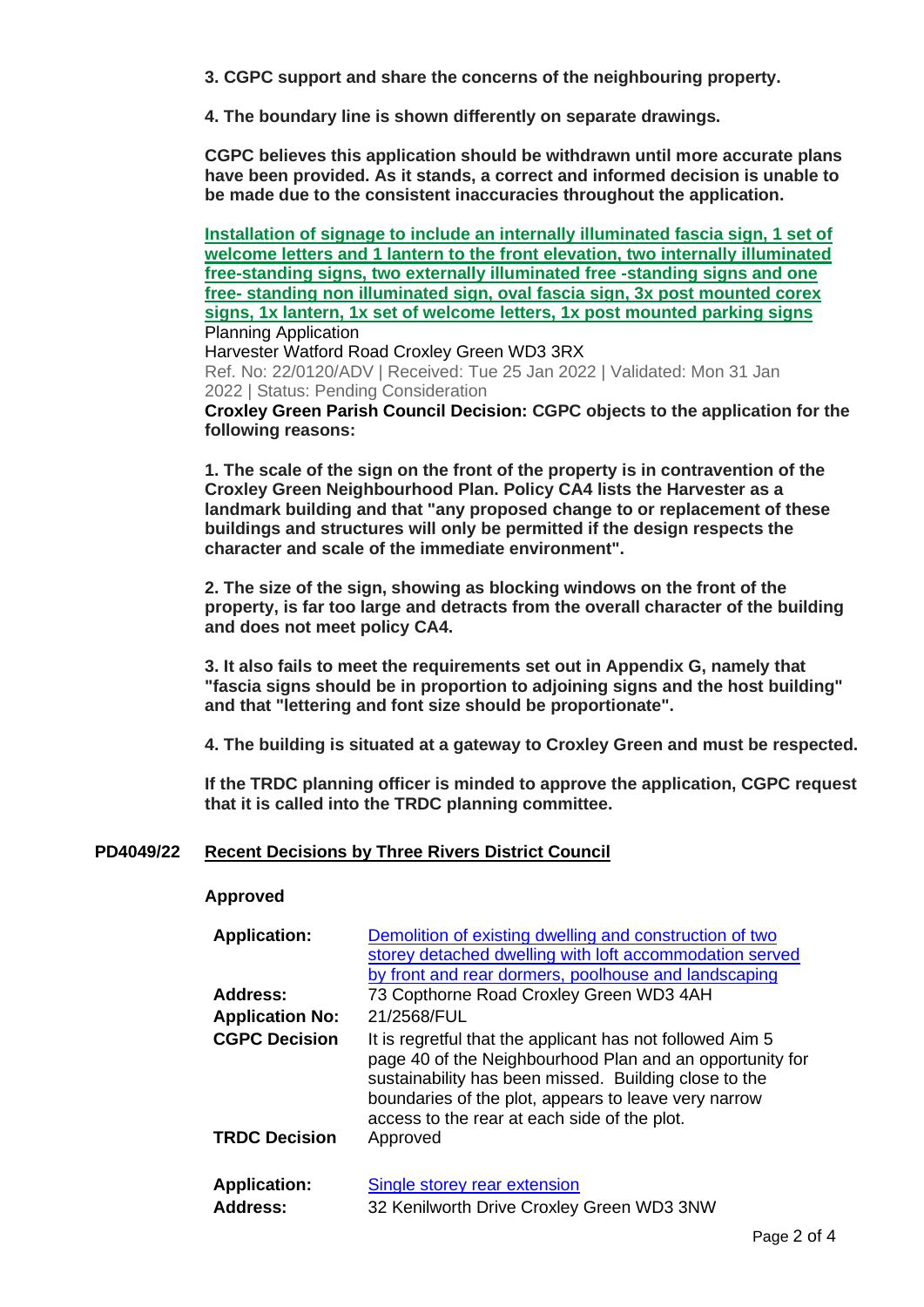**3. CGPC support and share the concerns of the neighbouring property.**

**4. The boundary line is shown differently on separate drawings.**

**CGPC believes this application should be withdrawn until more accurate plans have been provided. As it stands, a correct and informed decision is unable to be made due to the consistent inaccuracies throughout the application.**

**Installation of signage to include an internally illuminated fascia sign, 1 set of welcome letters and 1 lantern to the front elevation, two internally illuminated free-standing signs, two externally illuminated free -standing signs and one free- standing non illuminated sign, oval fascia sign, 3x post mounted corex signs, 1x lantern, 1x set of welcome letters, 1x post mounted parking signs**

Planning Application

Harvester Watford Road Croxley Green WD3 3RX

Ref. No: 22/0120/ADV | Received: Tue 25 Jan 2022 | Validated: Mon 31 Jan 2022 | Status: Pending Consideration

**Croxley Green Parish Council Decision: CGPC objects to the application for the following reasons:**

**1. The scale of the sign on the front of the property is in contravention of the Croxley Green Neighbourhood Plan. Policy CA4 lists the Harvester as a landmark building and that "any proposed change to or replacement of these buildings and structures will only be permitted if the design respects the character and scale of the immediate environment".**

**2. The size of the sign, showing as blocking windows on the front of the property, is far too large and detracts from the overall character of the building and does not meet policy CA4.**

**3. It also fails to meet the requirements set out in Appendix G, namely that "fascia signs should be in proportion to adjoining signs and the host building" and that "lettering and font size should be proportionate".**

**4. The building is situated at a gateway to Croxley Green and must be respected.**

**If the TRDC planning officer is minded to approve the application, CGPC request that it is called into the TRDC planning committee.**

## PD4049/22 Recent Decisions by Three Rivers District Council

**Approved**

| | |
|---|---|
| **Application:** | Demolition of existing dwelling and construction of two storey detached dwelling with loft accommodation served by front and rear dormers, poolhouse and landscaping |
| **Address:** | 73 Copthorne Road Croxley Green WD3 4AH |
| **Application No:** | 21/2568/FUL |
| **CGPC Decision** | It is regretful that the applicant has not followed Aim 5 page 40 of the Neighbourhood Plan and an opportunity for sustainability has been missed. Building close to the boundaries of the plot, appears to leave very narrow access to the rear at each side of the plot. |
| **TRDC Decision** | Approved |

| | |
|---|---|
| **Application:** | Single storey rear extension |
| **Address:** | 32 Kenilworth Drive Croxley Green WD3 3NW |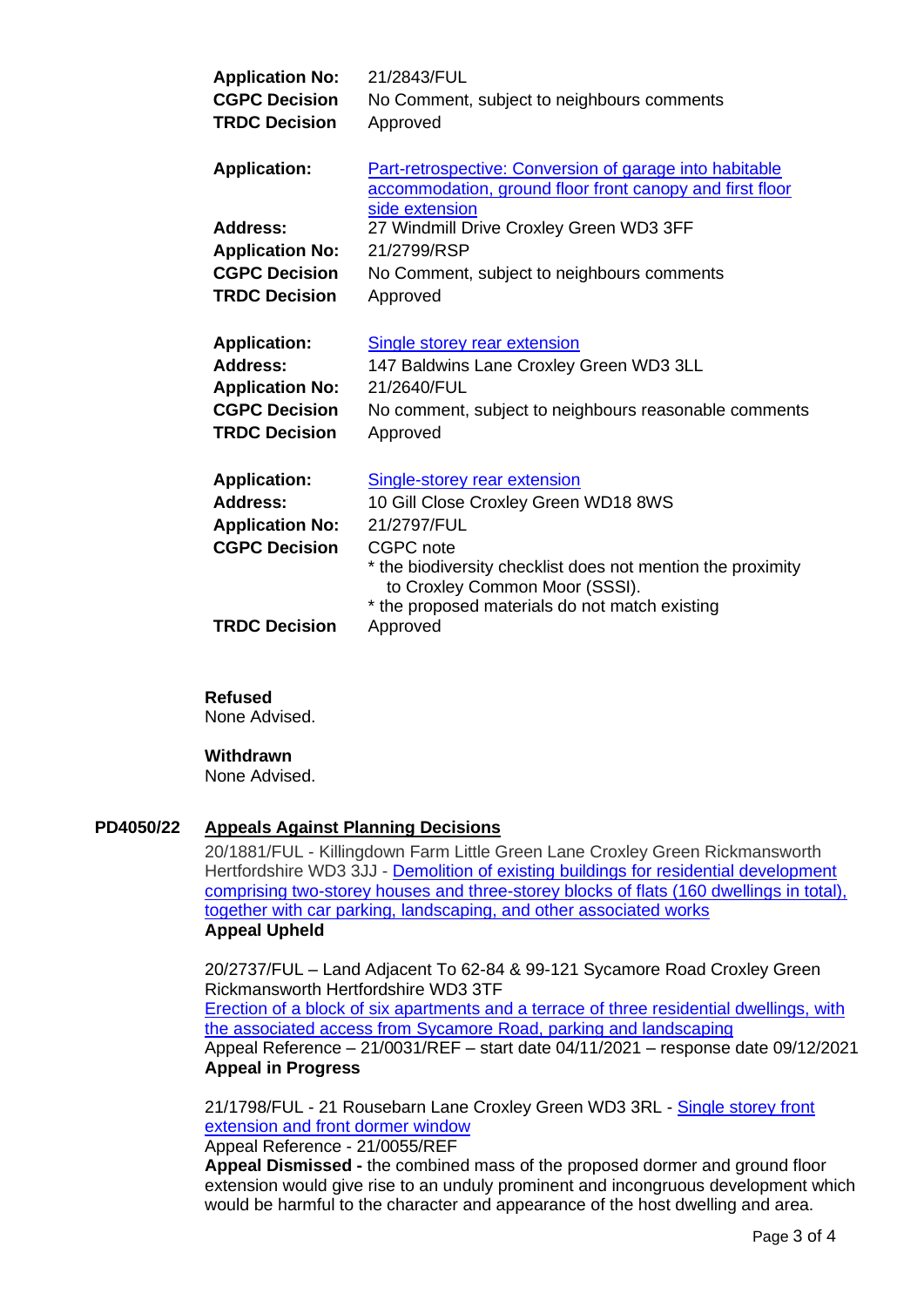| | |
|---|---|
| **Application No:** | 21/2843/FUL |
| **CGPC Decision** | No Comment, subject to neighbours comments |
| **TRDC Decision** | Approved |

| | |
|---|---|
| **Application:** | Part-retrospective: Conversion of garage into habitable accommodation, ground floor front canopy and first floor side extension |
| **Address:** | 27 Windmill Drive Croxley Green WD3 3FF |
| **Application No:** | 21/2799/RSP |
| **CGPC Decision** | No Comment, subject to neighbours comments |
| **TRDC Decision** | Approved |

| | |
|---|---|
| **Application:** | Single storey rear extension |
| **Address:** | 147 Baldwins Lane Croxley Green WD3 3LL |
| **Application No:** | 21/2640/FUL |
| **CGPC Decision** | No comment, subject to neighbours reasonable comments |
| **TRDC Decision** | Approved |

| | |
|---|---|
| **Application:** | Single-storey rear extension |
| **Address:** | 10 Gill Close Croxley Green WD18 8WS |
| **Application No:** | 21/2797/FUL |
| **CGPC Decision** | CGPC note<br>* the biodiversity checklist does not mention the proximity to Croxley Common Moor (SSSI).<br>* the proposed materials do not match existing |
| **TRDC Decision** | Approved |

**Refused**
None Advised.

**Withdrawn**
None Advised.

## PD4050/22 Appeals Against Planning Decisions

20/1881/FUL - Killingdown Farm Little Green Lane Croxley Green Rickmansworth Hertfordshire WD3 3JJ - Demolition of existing buildings for residential development comprising two-storey houses and three-storey blocks of flats (160 dwellings in total), together with car parking, landscaping, and other associated works
**Appeal Upheld**

20/2737/FUL – Land Adjacent To 62-84 & 99-121 Sycamore Road Croxley Green Rickmansworth Hertfordshire WD3 3TF
Erection of a block of six apartments and a terrace of three residential dwellings, with the associated access from Sycamore Road, parking and landscaping
Appeal Reference – 21/0031/REF – start date 04/11/2021 – response date 09/12/2021
**Appeal in Progress**

21/1798/FUL - 21 Rousebarn Lane Croxley Green WD3 3RL - Single storey front extension and front dormer window
Appeal Reference - 21/0055/REF
**Appeal Dismissed -** the combined mass of the proposed dormer and ground floor extension would give rise to an unduly prominent and incongruous development which would be harmful to the character and appearance of the host dwelling and area.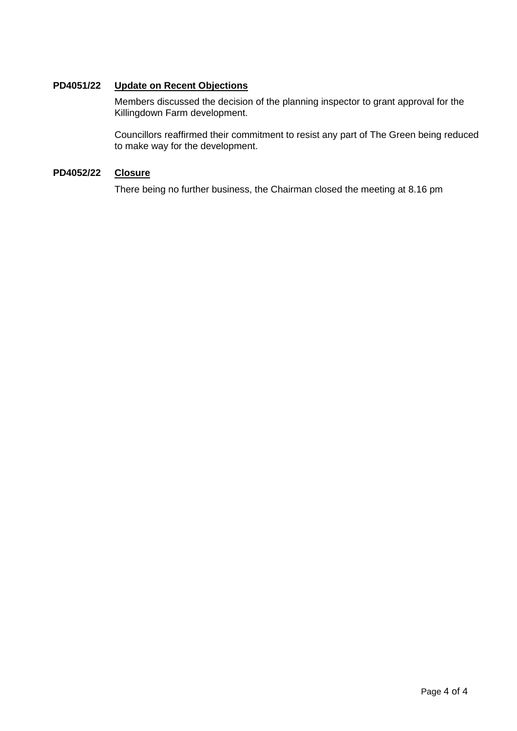**PD4051/22 Update on Recent Objections**

Members discussed the decision of the planning inspector to grant approval for the Killingdown Farm development.

Councillors reaffirmed their commitment to resist any part of The Green being reduced to make way for the development.

**PD4052/22 Closure**

There being no further business, the Chairman closed the meeting at 8.16 pm